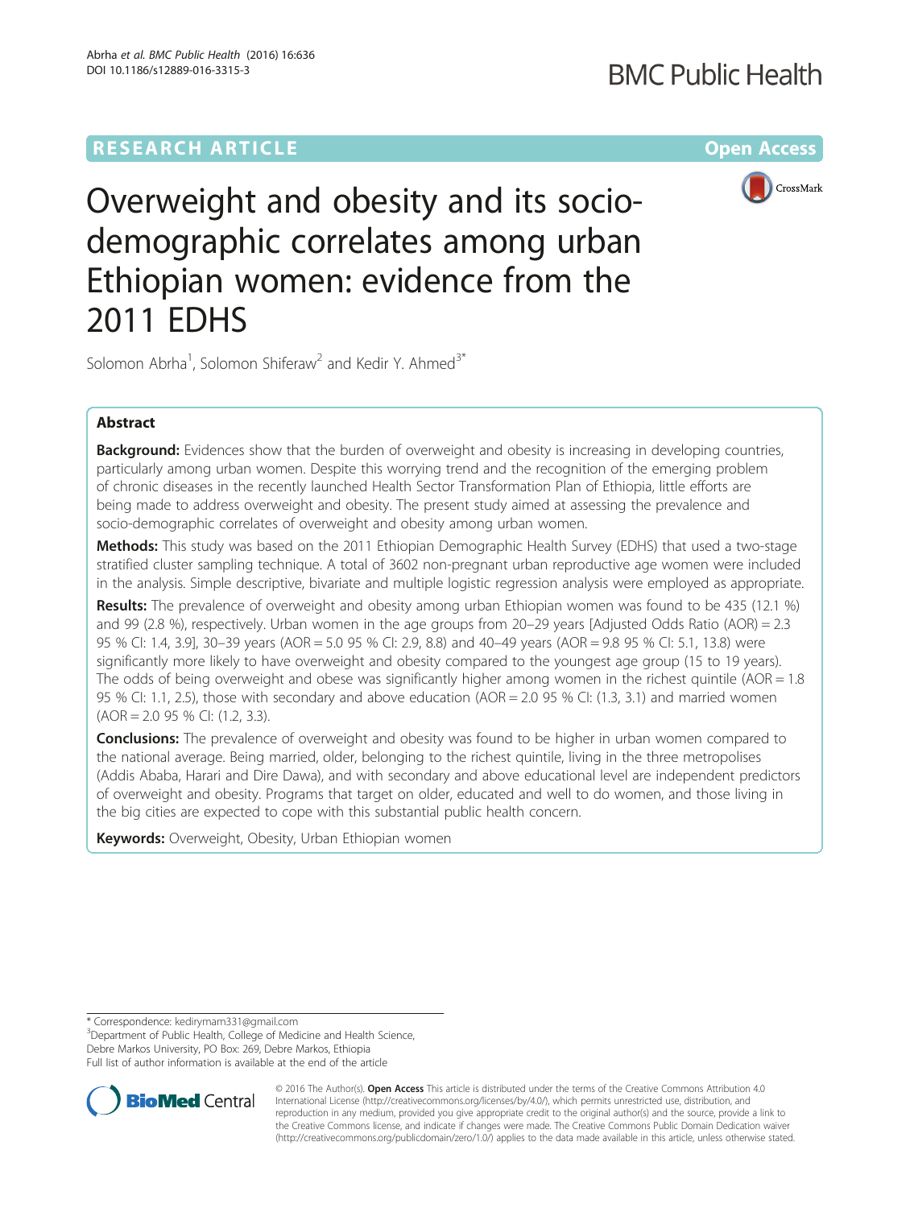RESEARCH ARTICLE

Open Access

# Overweight and obesity and its socio-demographic correlates among urban Ethiopian women: evidence from the 2011 EDHS

Solomon Abrha[1], Solomon Shiferaw[2] and Kedir Y. Ahmed[3*]

## Abstract

**Background:** Evidences show that the burden of overweight and obesity is increasing in developing countries, particularly among urban women. Despite this worrying trend and the recognition of the emerging problem of chronic diseases in the recently launched Health Sector Transformation Plan of Ethiopia, little efforts are being made to address overweight and obesity. The present study aimed at assessing the prevalence and socio-demographic correlates of overweight and obesity among urban women.

**Methods:** This study was based on the 2011 Ethiopian Demographic Health Survey (EDHS) that used a two-stage stratified cluster sampling technique. A total of 3602 non-pregnant urban reproductive age women were included in the analysis. Simple descriptive, bivariate and multiple logistic regression analysis were employed as appropriate.

**Results:** The prevalence of overweight and obesity among urban Ethiopian women was found to be 435 (12.1 %) and 99 (2.8 %), respectively. Urban women in the age groups from 20–29 years [Adjusted Odds Ratio (AOR) = 2.3 95 % CI: 1.4, 3.9], 30–39 years (AOR = 5.0 95 % CI: 2.9, 8.8) and 40–49 years (AOR = 9.8 95 % CI: 5.1, 13.8) were significantly more likely to have overweight and obesity compared to the youngest age group (15 to 19 years). The odds of being overweight and obese was significantly higher among women in the richest quintile (AOR = 1.8 95 % CI: 1.1, 2.5), those with secondary and above education (AOR = 2.0 95 % CI: (1.3, 3.1) and married women (AOR = 2.0 95 % CI: (1.2, 3.3).

**Conclusions:** The prevalence of overweight and obesity was found to be higher in urban women compared to the national average. Being married, older, belonging to the richest quintile, living in the three metropolises (Addis Ababa, Harari and Dire Dawa), and with secondary and above educational level are independent predictors of overweight and obesity. Programs that target on older, educated and well to do women, and those living in the big cities are expected to cope with this substantial public health concern.

**Keywords:** Overweight, Obesity, Urban Ethiopian women

\* Correspondence: kedirymam331@gmail.com

[3]Department of Public Health, College of Medicine and Health Science, Debre Markos University, PO Box: 269, Debre Markos, Ethiopia

Full list of author information is available at the end of the article

© 2016 The Author(s). **Open Access** This article is distributed under the terms of the Creative Commons Attribution 4.0 International License (http://creativecommons.org/licenses/by/4.0/), which permits unrestricted use, distribution, and reproduction in any medium, provided you give appropriate credit to the original author(s) and the source, provide a link to the Creative Commons license, and indicate if changes were made. The Creative Commons Public Domain Dedication waiver (http://creativecommons.org/publicdomain/zero/1.0/) applies to the data made available in this article, unless otherwise stated.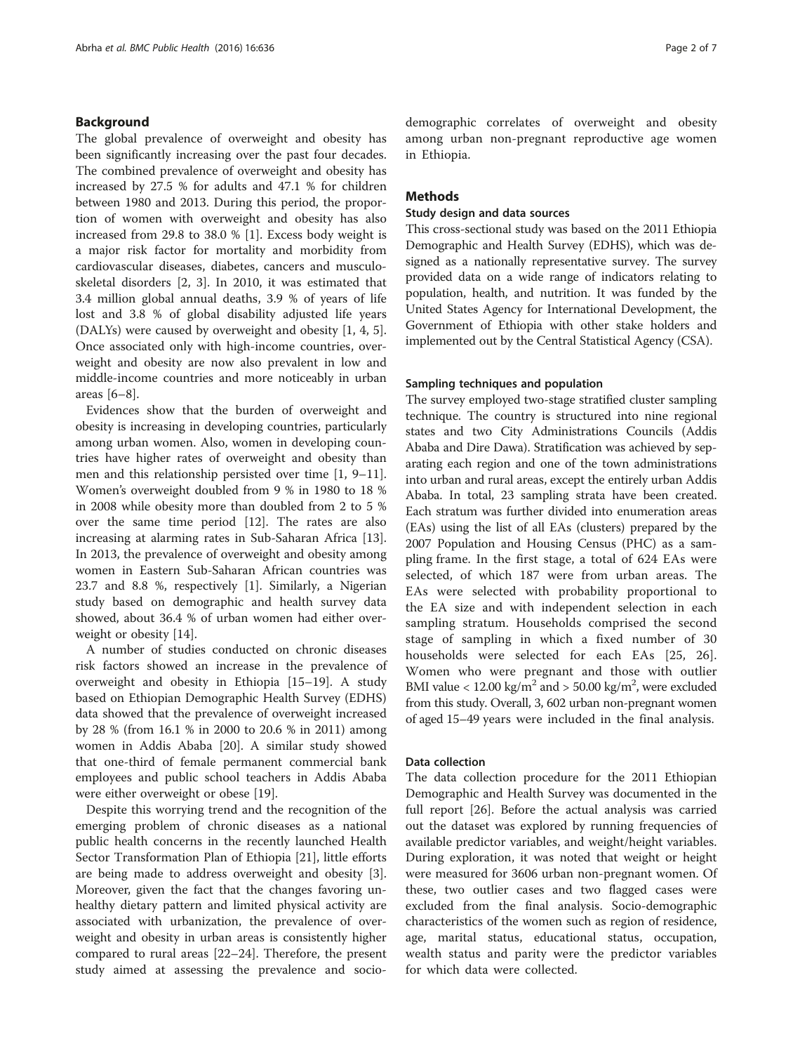## Background

The global prevalence of overweight and obesity has been significantly increasing over the past four decades. The combined prevalence of overweight and obesity has increased by 27.5 % for adults and 47.1 % for children between 1980 and 2013. During this period, the proportion of women with overweight and obesity has also increased from 29.8 to 38.0 % [1]. Excess body weight is a major risk factor for mortality and morbidity from cardiovascular diseases, diabetes, cancers and musculoskeletal disorders [2, 3]. In 2010, it was estimated that 3.4 million global annual deaths, 3.9 % of years of life lost and 3.8 % of global disability adjusted life years (DALYs) were caused by overweight and obesity [1, 4, 5]. Once associated only with high-income countries, overweight and obesity are now also prevalent in low and middle-income countries and more noticeably in urban areas [6–8].

Evidences show that the burden of overweight and obesity is increasing in developing countries, particularly among urban women. Also, women in developing countries have higher rates of overweight and obesity than men and this relationship persisted over time [1, 9–11]. Women's overweight doubled from 9 % in 1980 to 18 % in 2008 while obesity more than doubled from 2 to 5 % over the same time period [12]. The rates are also increasing at alarming rates in Sub-Saharan Africa [13]. In 2013, the prevalence of overweight and obesity among women in Eastern Sub-Saharan African countries was 23.7 and 8.8 %, respectively [1]. Similarly, a Nigerian study based on demographic and health survey data showed, about 36.4 % of urban women had either overweight or obesity [14].

A number of studies conducted on chronic diseases risk factors showed an increase in the prevalence of overweight and obesity in Ethiopia [15–19]. A study based on Ethiopian Demographic Health Survey (EDHS) data showed that the prevalence of overweight increased by 28 % (from 16.1 % in 2000 to 20.6 % in 2011) among women in Addis Ababa [20]. A similar study showed that one-third of female permanent commercial bank employees and public school teachers in Addis Ababa were either overweight or obese [19].

Despite this worrying trend and the recognition of the emerging problem of chronic diseases as a national public health concerns in the recently launched Health Sector Transformation Plan of Ethiopia [21], little efforts are being made to address overweight and obesity [3]. Moreover, given the fact that the changes favoring unhealthy dietary pattern and limited physical activity are associated with urbanization, the prevalence of overweight and obesity in urban areas is consistently higher compared to rural areas [22–24]. Therefore, the present study aimed at assessing the prevalence and socio-demographic correlates of overweight and obesity among urban non-pregnant reproductive age women in Ethiopia.

## Methods

### Study design and data sources

This cross-sectional study was based on the 2011 Ethiopia Demographic and Health Survey (EDHS), which was designed as a nationally representative survey. The survey provided data on a wide range of indicators relating to population, health, and nutrition. It was funded by the United States Agency for International Development, the Government of Ethiopia with other stake holders and implemented out by the Central Statistical Agency (CSA).

### Sampling techniques and population

The survey employed two-stage stratified cluster sampling technique. The country is structured into nine regional states and two City Administrations Councils (Addis Ababa and Dire Dawa). Stratification was achieved by separating each region and one of the town administrations into urban and rural areas, except the entirely urban Addis Ababa. In total, 23 sampling strata have been created. Each stratum was further divided into enumeration areas (EAs) using the list of all EAs (clusters) prepared by the 2007 Population and Housing Census (PHC) as a sampling frame. In the first stage, a total of 624 EAs were selected, of which 187 were from urban areas. The EAs were selected with probability proportional to the EA size and with independent selection in each sampling stratum. Households comprised the second stage of sampling in which a fixed number of 30 households were selected for each EAs [25, 26]. Women who were pregnant and those with outlier BMI value < 12.00 $kg/m^2$ and > 50.00 $kg/m^2$, were excluded from this study. Overall, 3, 602 urban non-pregnant women of aged 15–49 years were included in the final analysis.

### Data collection

The data collection procedure for the 2011 Ethiopian Demographic and Health Survey was documented in the full report [26]. Before the actual analysis was carried out the dataset was explored by running frequencies of available predictor variables, and weight/height variables. During exploration, it was noted that weight or height were measured for 3606 urban non-pregnant women. Of these, two outlier cases and two flagged cases were excluded from the final analysis. Socio-demographic characteristics of the women such as region of residence, age, marital status, educational status, occupation, wealth status and parity were the predictor variables for which data were collected.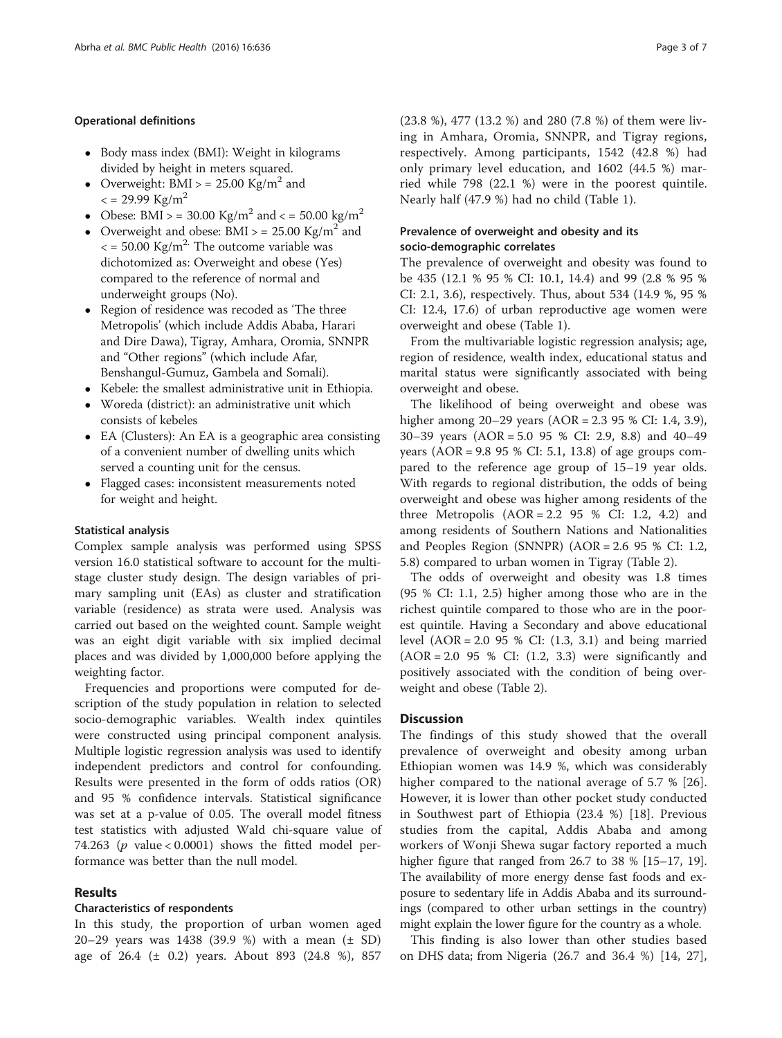#### Operational definitions

- Body mass index (BMI): Weight in kilograms divided by height in meters squared.
- Overweight: BMI > = 25.00 $Kg/m^2$ and < = 29.99 $Kg/m^2$
- Obese: BMI > = 30.00 $Kg/m^2$ and < = 50.00 $kg/m^2$
- Overweight and obese: BMI > = 25.00 $Kg/m^2$ and < = 50.00 $Kg/m^2$. The outcome variable was dichotomized as: Overweight and obese (Yes) compared to the reference of normal and underweight groups (No).
- Region of residence was recoded as 'The three Metropolis' (which include Addis Ababa, Harari and Dire Dawa), Tigray, Amhara, Oromia, SNNPR and "Other regions" (which include Afar, Benshangul-Gumuz, Gambela and Somali).
- Kebele: the smallest administrative unit in Ethiopia.
- Woreda (district): an administrative unit which consists of kebeles
- EA (Clusters): An EA is a geographic area consisting of a convenient number of dwelling units which served a counting unit for the census.
- Flagged cases: inconsistent measurements noted for weight and height.

#### Statistical analysis

Complex sample analysis was performed using SPSS version 16.0 statistical software to account for the multi-stage cluster study design. The design variables of primary sampling unit (EAs) as cluster and stratification variable (residence) as strata were used. Analysis was carried out based on the weighted count. Sample weight was an eight digit variable with six implied decimal places and was divided by 1,000,000 before applying the weighting factor.

Frequencies and proportions were computed for description of the study population in relation to selected socio-demographic variables. Wealth index quintiles were constructed using principal component analysis. Multiple logistic regression analysis was used to identify independent predictors and control for confounding. Results were presented in the form of odds ratios (OR) and 95 % confidence intervals. Statistical significance was set at a p-value of 0.05. The overall model fitness test statistics with adjusted Wald chi-square value of 74.263 ($p$ value < 0.0001) shows the fitted model performance was better than the null model.

## Results

### Characteristics of respondents

In this study, the proportion of urban women aged 20–29 years was 1438 (39.9 %) with a mean (± SD) age of 26.4 (± 0.2) years. About 893 (24.8 %), 857 (23.8 %), 477 (13.2 %) and 280 (7.8 %) of them were living in Amhara, Oromia, SNNPR, and Tigray regions, respectively. Among participants, 1542 (42.8 %) had only primary level education, and 1602 (44.5 %) married while 798 (22.1 %) were in the poorest quintile. Nearly half (47.9 %) had no child (Table 1).

### Prevalence of overweight and obesity and its socio-demographic correlates

The prevalence of overweight and obesity was found to be 435 (12.1 % 95 % CI: 10.1, 14.4) and 99 (2.8 % 95 % CI: 2.1, 3.6), respectively. Thus, about 534 (14.9 %, 95 % CI: 12.4, 17.6) of urban reproductive age women were overweight and obese (Table 1).

From the multivariable logistic regression analysis; age, region of residence, wealth index, educational status and marital status were significantly associated with being overweight and obese.

The likelihood of being overweight and obese was higher among 20–29 years (AOR = 2.3 95 % CI: 1.4, 3.9), 30–39 years (AOR = 5.0 95 % CI: 2.9, 8.8) and 40–49 years (AOR = 9.8 95 % CI: 5.1, 13.8) of age groups compared to the reference age group of 15–19 year olds. With regards to regional distribution, the odds of being overweight and obese was higher among residents of the three Metropolis (AOR = 2.2 95 % CI: 1.2, 4.2) and among residents of Southern Nations and Nationalities and Peoples Region (SNNPR) (AOR = 2.6 95 % CI: 1.2, 5.8) compared to urban women in Tigray (Table 2).

The odds of overweight and obesity was 1.8 times (95 % CI: 1.1, 2.5) higher among those who are in the richest quintile compared to those who are in the poorest quintile. Having a Secondary and above educational level (AOR = 2.0 95 % CI: (1.3, 3.1) and being married (AOR = 2.0 95 % CI: (1.2, 3.3) were significantly and positively associated with the condition of being overweight and obese (Table 2).

## Discussion

The findings of this study showed that the overall prevalence of overweight and obesity among urban Ethiopian women was 14.9 %, which was considerably higher compared to the national average of 5.7 % [26]. However, it is lower than other pocket study conducted in Southwest part of Ethiopia (23.4 %) [18]. Previous studies from the capital, Addis Ababa and among workers of Wonji Shewa sugar factory reported a much higher figure that ranged from 26.7 to 38 % [15–17, 19]. The availability of more energy dense fast foods and exposure to sedentary life in Addis Ababa and its surroundings (compared to other urban settings in the country) might explain the lower figure for the country as a whole.

This finding is also lower than other studies based on DHS data; from Nigeria (26.7 and 36.4 %) [14, 27],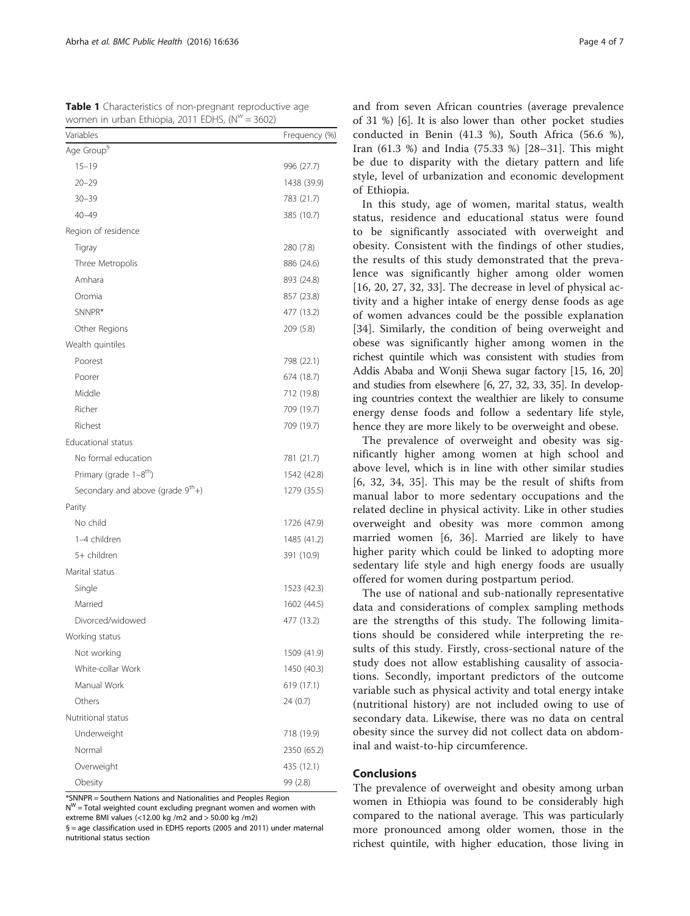**Table 1** Characteristics of non-pregnant reproductive age women in urban Ethiopia, 2011 EDHS, ($N^{w}$ = 3602)

| Variables | Frequency (%) |
|---|---|
| Age Group[§] | |
| 15–19 | 996 (27.7) |
| 20–29 | 1438 (39.9) |
| 30–39 | 783 (21.7) |
| 40–49 | 385 (10.7) |
| Region of residence | |
| Tigray | 280 (7.8) |
| Three Metropolis | 886 (24.6) |
| Amhara | 893 (24.8) |
| Oromia | 857 (23.8) |
| SNNPR* | 477 (13.2) |
| Other Regions | 209 (5.8) |
| Wealth quintiles | |
| Poorest | 798 (22.1) |
| Poorer | 674 (18.7) |
| Middle | 712 (19.8) |
| Richer | 709 (19.7) |
| Richest | 709 (19.7) |
| Educational status | |
| No formal education | 781 (21.7) |
| Primary (grade 1–8$^{th}$) | 1542 (42.8) |
| Secondary and above (grade 9$^{th}$+) | 1279 (35.5) |
| Parity | |
| No child | 1726 (47.9) |
| 1–4 children | 1485 (41.2) |
| 5+ children | 391 (10.9) |
| Marital status | |
| Single | 1523 (42.3) |
| Married | 1602 (44.5) |
| Divorced/widowed | 477 (13.2) |
| Working status | |
| Not working | 1509 (41.9) |
| White-collar Work | 1450 (40.3) |
| Manual Work | 619 (17.1) |
| Others | 24 (0.7) |
| Nutritional status | |
| Underweight | 718 (19.9) |
| Normal | 2350 (65.2) |
| Overweight | 435 (12.1) |
| Obesity | 99 (2.8) |

*SNNPR = Southern Nations and Nationalities and Peoples Region
$N^{W}$ = Total weighted count excluding pregnant women and women with extreme BMI values (<12.00 kg /m2 and > 50.00 kg /m2)
§ = age classification used in EDHS reports (2005 and 2011) under maternal nutritional status section

and from seven African countries (average prevalence of 31 %) [6]. It is also lower than other pocket studies conducted in Benin (41.3 %), South Africa (56.6 %), Iran (61.3 %) and India (75.33 %) [28–31]. This might be due to disparity with the dietary pattern and life style, level of urbanization and economic development of Ethiopia.

In this study, age of women, marital status, wealth status, residence and educational status were found to be significantly associated with overweight and obesity. Consistent with the findings of other studies, the results of this study demonstrated that the prevalence was significantly higher among older women [16, 20, 27, 32, 33]. The decrease in level of physical activity and a higher intake of energy dense foods as age of women advances could be the possible explanation [34]. Similarly, the condition of being overweight and obese was significantly higher among women in the richest quintile which was consistent with studies from Addis Ababa and Wonji Shewa sugar factory [15, 16, 20] and studies from elsewhere [6, 27, 32, 33, 35]. In developing countries context the wealthier are likely to consume energy dense foods and follow a sedentary life style, hence they are more likely to be overweight and obese.

The prevalence of overweight and obesity was significantly higher among women at high school and above level, which is in line with other similar studies [6, 32, 34, 35]. This may be the result of shifts from manual labor to more sedentary occupations and the related decline in physical activity. Like in other studies overweight and obesity was more common among married women [6, 36]. Married are likely to have higher parity which could be linked to adopting more sedentary life style and high energy foods are usually offered for women during postpartum period.

The use of national and sub-nationally representative data and considerations of complex sampling methods are the strengths of this study. The following limitations should be considered while interpreting the results of this study. Firstly, cross-sectional nature of the study does not allow establishing causality of associations. Secondly, important predictors of the outcome variable such as physical activity and total energy intake (nutritional history) are not included owing to use of secondary data. Likewise, there was no data on central obesity since the survey did not collect data on abdominal and waist-to-hip circumference.

## Conclusions

The prevalence of overweight and obesity among urban women in Ethiopia was found to be considerably high compared to the national average. This was particularly more pronounced among older women, those in the richest quintile, with higher education, those living in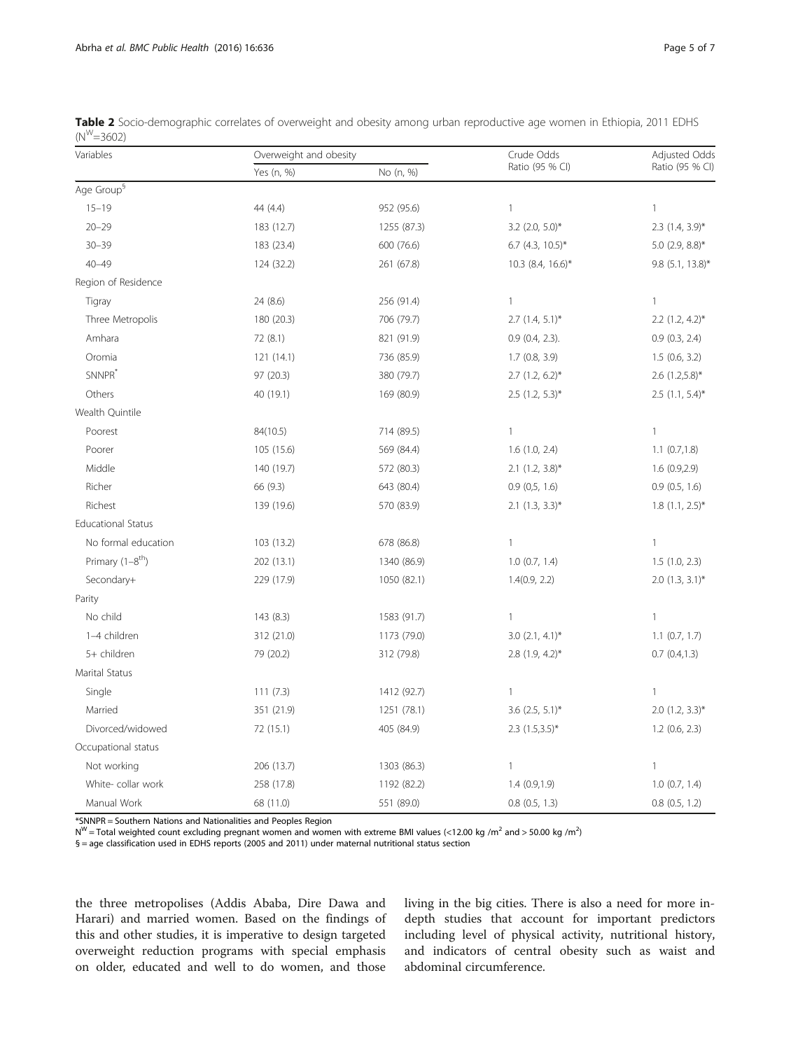**Table 2** Socio-demographic correlates of overweight and obesity among urban reproductive age women in Ethiopia, 2011 EDHS ($N^W$=3602)

| Variables | Overweight and obesity | | Crude Odds Ratio (95 % CI) | Adjusted Odds Ratio (95 % CI) |
|---|---|---|---|---|
| | Yes (n, %) | No (n, %) | | |
| Age Group[§] | | | | |
| 15–19 | 44 (4.4) | 952 (95.6) | 1 | 1 |
| 20–29 | 183 (12.7) | 1255 (87.3) | 3.2 (2.0, 5.0)* | 2.3 (1.4, 3.9)* |
| 30–39 | 183 (23.4) | 600 (76.6) | 6.7 (4.3, 10.5)* | 5.0 (2.9, 8.8)* |
| 40–49 | 124 (32.2) | 261 (67.8) | 10.3 (8.4, 16.6)* | 9.8 (5.1, 13.8)* |
| Region of Residence | | | | |
| Tigray | 24 (8.6) | 256 (91.4) | 1 | 1 |
| Three Metropolis | 180 (20.3) | 706 (79.7) | 2.7 (1.4, 5.1)* | 2.2 (1.2, 4.2)* |
| Amhara | 72 (8.1) | 821 (91.9) | 0.9 (0.4, 2.3). | 0.9 (0.3, 2.4) |
| Oromia | 121 (14.1) | 736 (85.9) | 1.7 (0.8, 3.9) | 1.5 (0.6, 3.2) |
| SNNPR* | 97 (20.3) | 380 (79.7) | 2.7 (1.2, 6.2)* | 2.6 (1.2,5.8)* |
| Others | 40 (19.1) | 169 (80.9) | 2.5 (1.2, 5.3)* | 2.5 (1.1, 5.4)* |
| Wealth Quintile | | | | |
| Poorest | 84(10.5) | 714 (89.5) | 1 | 1 |
| Poorer | 105 (15.6) | 569 (84.4) | 1.6 (1.0, 2.4) | 1.1 (0.7,1.8) |
| Middle | 140 (19.7) | 572 (80.3) | 2.1 (1.2, 3.8)* | 1.6 (0.9,2.9) |
| Richer | 66 (9.3) | 643 (80.4) | 0.9 (0,5, 1.6) | 0.9 (0.5, 1.6) |
| Richest | 139 (19.6) | 570 (83.9) | 2.1 (1.3, 3.3)* | 1.8 (1.1, 2.5)* |
| Educational Status | | | | |
| No formal education | 103 (13.2) | 678 (86.8) | 1 | 1 |
| Primary (1–8[th]) | 202 (13.1) | 1340 (86.9) | 1.0 (0.7, 1.4) | 1.5 (1.0, 2.3) |
| Secondary+ | 229 (17.9) | 1050 (82.1) | 1.4(0.9, 2.2) | 2.0 (1.3, 3.1)* |
| Parity | | | | |
| No child | 143 (8.3) | 1583 (91.7) | 1 | 1 |
| 1–4 children | 312 (21.0) | 1173 (79.0) | 3.0 (2.1, 4.1)* | 1.1 (0.7, 1.7) |
| 5+ children | 79 (20.2) | 312 (79.8) | 2.8 (1.9, 4.2)* | 0.7 (0.4,1.3) |
| Marital Status | | | | |
| Single | 111 (7.3) | 1412 (92.7) | 1 | 1 |
| Married | 351 (21.9) | 1251 (78.1) | 3.6 (2.5, 5.1)* | 2.0 (1.2, 3.3)* |
| Divorced/widowed | 72 (15.1) | 405 (84.9) | 2.3 (1.5,3.5)* | 1.2 (0.6, 2.3) |
| Occupational status | | | | |
| Not working | 206 (13.7) | 1303 (86.3) | 1 | 1 |
| White- collar work | 258 (17.8) | 1192 (82.2) | 1.4 (0.9,1.9) | 1.0 (0.7, 1.4) |
| Manual Work | 68 (11.0) | 551 (89.0) | 0.8 (0.5, 1.3) | 0.8 (0.5, 1.2) |

*SNNPR = Southern Nations and Nationalities and Peoples Region

$N^W$ = Total weighted count excluding pregnant women and women with extreme BMI values (<12.00 kg /$m^2$ and > 50.00 kg /$m^2$)

§ = age classification used in EDHS reports (2005 and 2011) under maternal nutritional status section

the three metropolises (Addis Ababa, Dire Dawa and Harari) and married women. Based on the findings of this and other studies, it is imperative to design targeted overweight reduction programs with special emphasis on older, educated and well to do women, and those living in the big cities. There is also a need for more in-depth studies that account for important predictors including level of physical activity, nutritional history, and indicators of central obesity such as waist and abdominal circumference.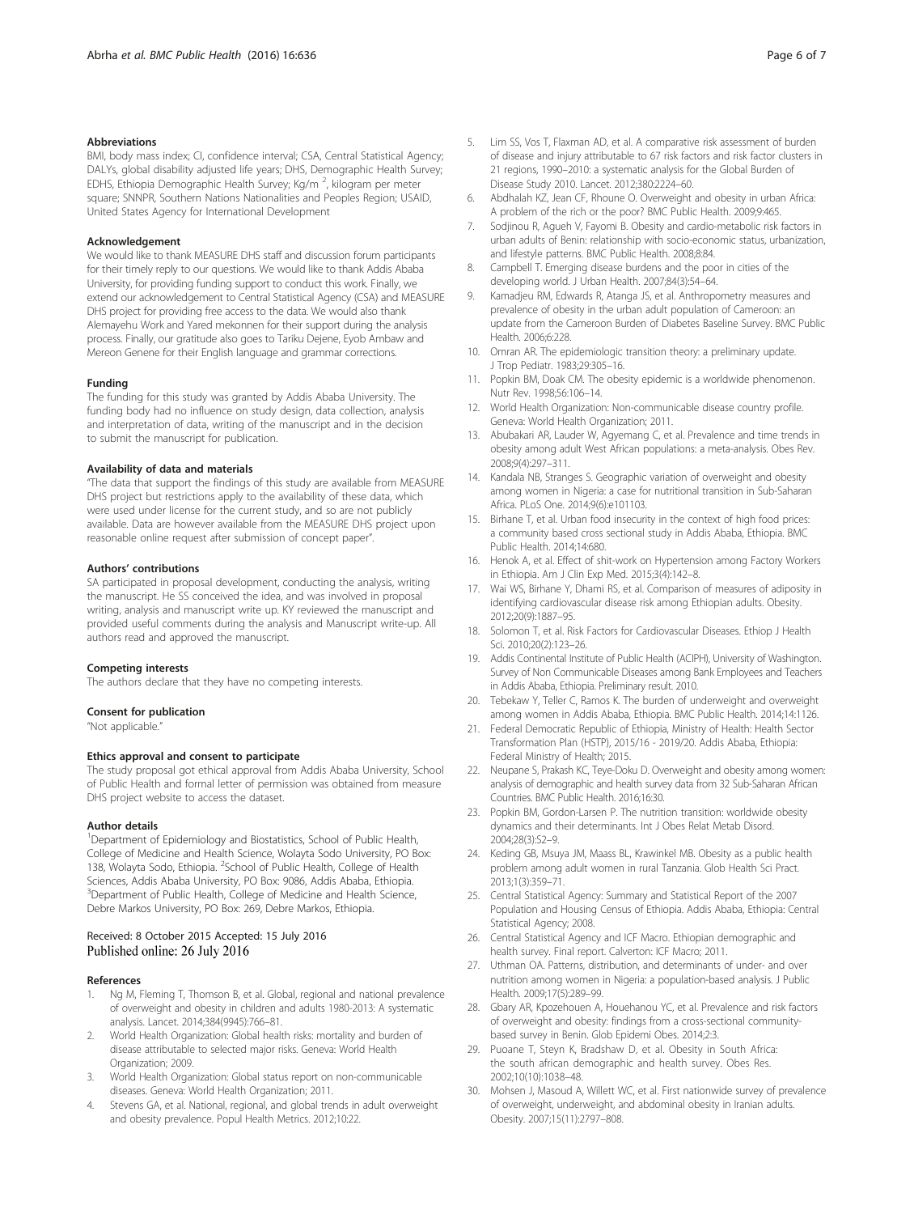### Abbreviations

BMI, body mass index; CI, confidence interval; CSA, Central Statistical Agency; DALYs, global disability adjusted life years; DHS, Demographic Health Survey; EDHS, Ethiopia Demographic Health Survey; Kg/m $^{2}$, kilogram per meter square; SNNPR, Southern Nations Nationalities and Peoples Region; USAID, United States Agency for International Development

### Acknowledgement

We would like to thank MEASURE DHS staff and discussion forum participants for their timely reply to our questions. We would like to thank Addis Ababa University, for providing funding support to conduct this work. Finally, we extend our acknowledgement to Central Statistical Agency (CSA) and MEASURE DHS project for providing free access to the data. We would also thank Alemayehu Work and Yared mekonnen for their support during the analysis process. Finally, our gratitude also goes to Tariku Dejene, Eyob Ambaw and Mereon Genene for their English language and grammar corrections.

### Funding

The funding for this study was granted by Addis Ababa University. The funding body had no influence on study design, data collection, analysis and interpretation of data, writing of the manuscript and in the decision to submit the manuscript for publication.

### Availability of data and materials

"The data that support the findings of this study are available from MEASURE DHS project but restrictions apply to the availability of these data, which were used under license for the current study, and so are not publicly available. Data are however available from the MEASURE DHS project upon reasonable online request after submission of concept paper".

### Authors' contributions

SA participated in proposal development, conducting the analysis, writing the manuscript. He SS conceived the idea, and was involved in proposal writing, analysis and manuscript write up. KY reviewed the manuscript and provided useful comments during the analysis and Manuscript write-up. All authors read and approved the manuscript.

### Competing interests

The authors declare that they have no competing interests.

### Consent for publication

"Not applicable."

### Ethics approval and consent to participate

The study proposal got ethical approval from Addis Ababa University, School of Public Health and formal letter of permission was obtained from measure DHS project website to access the dataset.

### Author details

[1]Department of Epidemiology and Biostatistics, School of Public Health, College of Medicine and Health Science, Wolayta Sodo University, PO Box: 138, Wolayta Sodo, Ethiopia. [2]School of Public Health, College of Health Sciences, Addis Ababa University, PO Box: 9086, Addis Ababa, Ethiopia. [3]Department of Public Health, College of Medicine and Health Science, Debre Markos University, PO Box: 269, Debre Markos, Ethiopia.

Received: 8 October 2015 Accepted: 15 July 2016
Published online: 26 July 2016

### References

1. Ng M, Fleming T, Thomson B, et al. Global, regional and national prevalence of overweight and obesity in children and adults 1980-2013: A systematic analysis. Lancet. 2014;384(9945):766–81.
2. World Health Organization: Global health risks: mortality and burden of disease attributable to selected major risks. Geneva: World Health Organization; 2009.
3. World Health Organization: Global status report on non-communicable diseases. Geneva: World Health Organization; 2011.
4. Stevens GA, et al. National, regional, and global trends in adult overweight and obesity prevalence. Popul Health Metrics. 2012;10:22.
5. Lim SS, Vos T, Flaxman AD, et al. A comparative risk assessment of burden of disease and injury attributable to 67 risk factors and risk factor clusters in 21 regions, 1990–2010: a systematic analysis for the Global Burden of Disease Study 2010. Lancet. 2012;380:2224–60.
6. Abdhalah KZ, Jean CF, Rhoune O. Overweight and obesity in urban Africa: A problem of the rich or the poor? BMC Public Health. 2009;9:465.
7. Sodjinou R, Agueh V, Fayomi B. Obesity and cardio-metabolic risk factors in urban adults of Benin: relationship with socio-economic status, urbanization, and lifestyle patterns. BMC Public Health. 2008;8:84.
8. Campbell T. Emerging disease burdens and the poor in cities of the developing world. J Urban Health. 2007;84(3):54–64.
9. Kamadjeu RM, Edwards R, Atanga JS, et al. Anthropometry measures and prevalence of obesity in the urban adult population of Cameroon: an update from the Cameroon Burden of Diabetes Baseline Survey. BMC Public Health. 2006;6:228.
10. Omran AR. The epidemiologic transition theory: a preliminary update. J Trop Pediatr. 1983;29:305–16.
11. Popkin BM, Doak CM. The obesity epidemic is a worldwide phenomenon. Nutr Rev. 1998;56:106–14.
12. World Health Organization: Non-communicable disease country profile. Geneva: World Health Organization; 2011.
13. Abubakari AR, Lauder W, Agyemang C, et al. Prevalence and time trends in obesity among adult West African populations: a meta-analysis. Obes Rev. 2008;9(4):297–311.
14. Kandala NB, Stranges S. Geographic variation of overweight and obesity among women in Nigeria: a case for nutritional transition in Sub-Saharan Africa. PLoS One. 2014;9(6):e101103.
15. Birhane T, et al. Urban food insecurity in the context of high food prices: a community based cross sectional study in Addis Ababa, Ethiopia. BMC Public Health. 2014;14:680.
16. Henok A, et al. Effect of shit-work on Hypertension among Factory Workers in Ethiopia. Am J Clin Exp Med. 2015;3(4):142–8.
17. Wai WS, Birhane Y, Dhami RS, et al. Comparison of measures of adiposity in identifying cardiovascular disease risk among Ethiopian adults. Obesity. 2012;20(9):1887–95.
18. Solomon T, et al. Risk Factors for Cardiovascular Diseases. Ethiop J Health Sci. 2010;20(2):123–26.
19. Addis Continental Institute of Public Health (ACIPH), University of Washington. Survey of Non Communicable Diseases among Bank Employees and Teachers in Addis Ababa, Ethiopia. Preliminary result. 2010.
20. Tebekaw Y, Teller C, Ramos K. The burden of underweight and overweight among women in Addis Ababa, Ethiopia. BMC Public Health. 2014;14:1126.
21. Federal Democratic Republic of Ethiopia, Ministry of Health: Health Sector Transformation Plan (HSTP), 2015/16 - 2019/20. Addis Ababa, Ethiopia: Federal Ministry of Health; 2015.
22. Neupane S, Prakash KC, Teye-Doku D. Overweight and obesity among women: analysis of demographic and health survey data from 32 Sub-Saharan African Countries. BMC Public Health. 2016;16:30.
23. Popkin BM, Gordon-Larsen P. The nutrition transition: worldwide obesity dynamics and their determinants. Int J Obes Relat Metab Disord. 2004;28(3):S2–9.
24. Keding GB, Msuya JM, Maass BL, Krawinkel MB. Obesity as a public health problem among adult women in rural Tanzania. Glob Health Sci Pract. 2013;1(3):359–71.
25. Central Statistical Agency: Summary and Statistical Report of the 2007 Population and Housing Census of Ethiopia. Addis Ababa, Ethiopia: Central Statistical Agency; 2008.
26. Central Statistical Agency and ICF Macro. Ethiopian demographic and health survey. Final report. Calverton: ICF Macro; 2011.
27. Uthman OA. Patterns, distribution, and determinants of under- and over nutrition among women in Nigeria: a population-based analysis. J Public Health. 2009;17(5):289–99.
28. Gbary AR, Kpozehouen A, Houehanou YC, et al. Prevalence and risk factors of overweight and obesity: findings from a cross-sectional community-based survey in Benin. Glob Epidem Obes. 2014;2:3.
29. Puoane T, Steyn K, Bradshaw D, et al. Obesity in South Africa: the south african demographic and health survey. Obes Res. 2002;10(10):1038–48.
30. Mohsen J, Masoud A, Willett WC, et al. First nationwide survey of prevalence of overweight, underweight, and abdominal obesity in Iranian adults. Obesity. 2007;15(11):2797–808.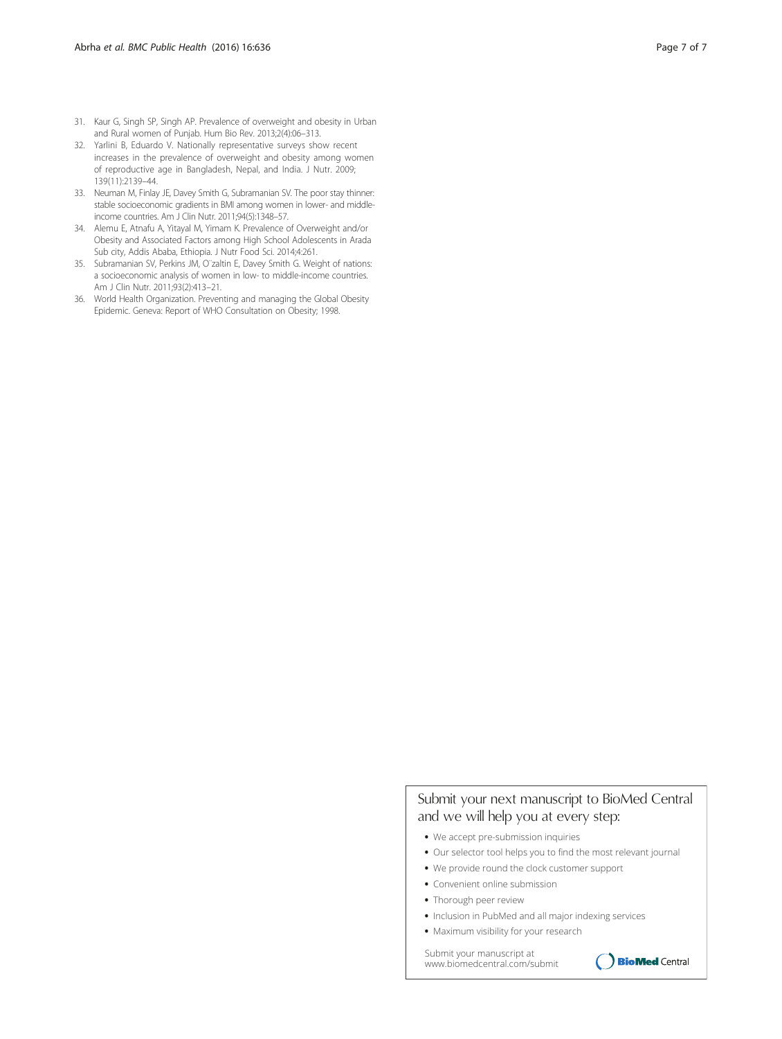31. Kaur G, Singh SP, Singh AP. Prevalence of overweight and obesity in Urban and Rural women of Punjab. Hum Bio Rev. 2013;2(4):06–313.
32. Yarlini B, Eduardo V. Nationally representative surveys show recent increases in the prevalence of overweight and obesity among women of reproductive age in Bangladesh, Nepal, and India. J Nutr. 2009; 139(11):2139–44.
33. Neuman M, Finlay JE, Davey Smith G, Subramanian SV. The poor stay thinner: stable socioeconomic gradients in BMI among women in lower- and middle-income countries. Am J Clin Nutr. 2011;94(5):1348–57.
34. Alemu E, Atnafu A, Yitayal M, Yimam K. Prevalence of Overweight and/or Obesity and Associated Factors among High School Adolescents in Arada Sub city, Addis Ababa, Ethiopia. J Nutr Food Sci. 2014;4:261.
35. Subramanian SV, Perkins JM, O¨zaltin E, Davey Smith G. Weight of nations: a socioeconomic analysis of women in low- to middle-income countries. Am J Clin Nutr. 2011;93(2):413–21.
36. World Health Organization. Preventing and managing the Global Obesity Epidemic. Geneva: Report of WHO Consultation on Obesity; 1998.

Submit your next manuscript to BioMed Central and we will help you at every step:

- We accept pre-submission inquiries
- Our selector tool helps you to find the most relevant journal
- We provide round the clock customer support
- Convenient online submission
- Thorough peer review
- Inclusion in PubMed and all major indexing services
- Maximum visibility for your research

Submit your manuscript at
www.biomedcentral.com/submit

BioMed Central